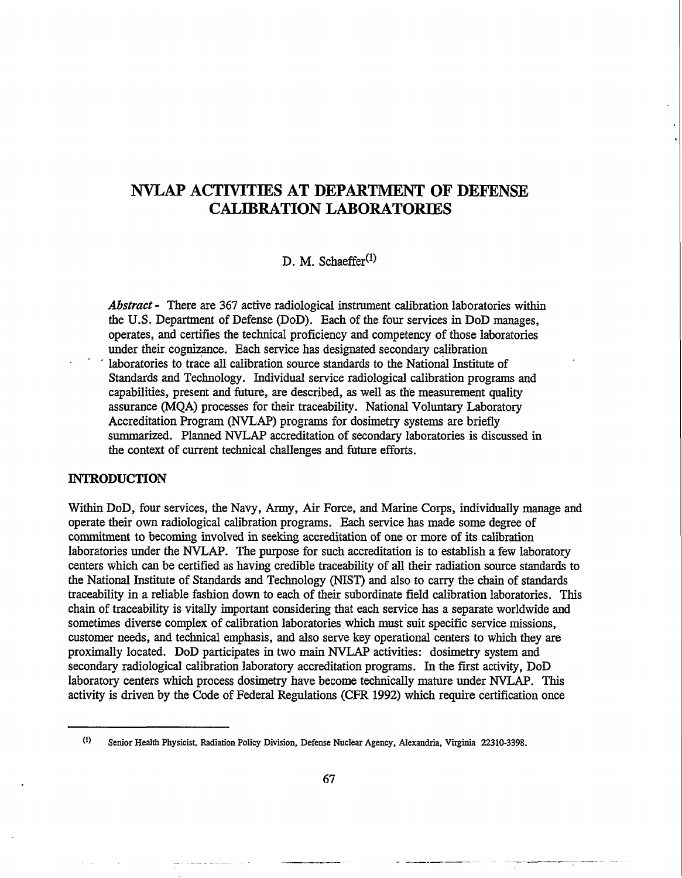# NVLAP ACTIVITIES AT DEPARTMENT OF DEFENSE CALIBRATION LABORATORIES

D. M. Schaeffer[(1)]

***Abstract*** - There are 367 active radiological instrument calibration laboratories within the U.S. Department of Defense (DoD). Each of the four services in DoD manages, operates, and certifies the technical proficiency and competency of those laboratories under their cognizance. Each service has designated secondary calibration laboratories to trace all calibration source standards to the National Institute of Standards and Technology. Individual service radiological calibration programs and capabilities, present and future, are described, as well as the measurement quality assurance (MQA) processes for their traceability. National Voluntary Laboratory Accreditation Program (NVLAP) programs for dosimetry systems are briefly summarized. Planned NVLAP accreditation of secondary laboratories is discussed in the context of current technical challenges and future efforts.

## INTRODUCTION

Within DoD, four services, the Navy, Army, Air Force, and Marine Corps, individually manage and operate their own radiological calibration programs. Each service has made some degree of commitment to becoming involved in seeking accreditation of one or more of its calibration laboratories under the NVLAP. The purpose for such accreditation is to establish a few laboratory centers which can be certified as having credible traceability of all their radiation source standards to the National Institute of Standards and Technology (NIST) and also to carry the chain of standards traceability in a reliable fashion down to each of their subordinate field calibration laboratories. This chain of traceability is vitally important considering that each service has a separate worldwide and sometimes diverse complex of calibration laboratories which must suit specific service missions, customer needs, and technical emphasis, and also serve key operational centers to which they are proximally located. DoD participates in two main NVLAP activities: dosimetry system and secondary radiological calibration laboratory accreditation programs. In the first activity, DoD laboratory centers which process dosimetry have become technically mature under NVLAP. This activity is driven by the Code of Federal Regulations (CFR 1992) which require certification once

[(1)] Senior Health Physicist, Radiation Policy Division, Defense Nuclear Agency, Alexandria, Virginia 22310-3398.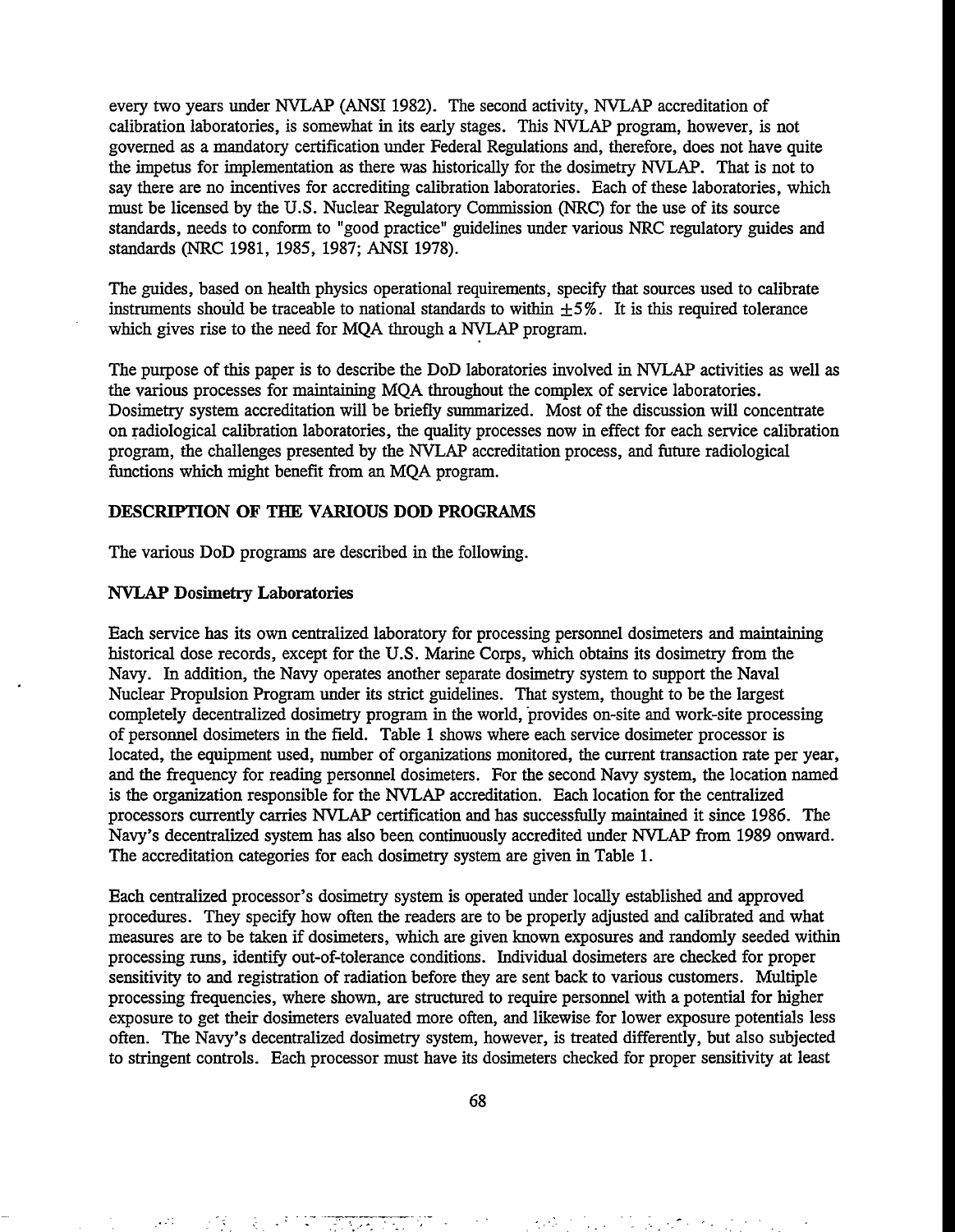every two years under NVLAP (ANSI 1982). The second activity, NVLAP accreditation of calibration laboratories, is somewhat in its early stages. This NVLAP program, however, is not governed as a mandatory certification under Federal Regulations and, therefore, does not have quite the impetus for implementation as there was historically for the dosimetry NVLAP. That is not to say there are no incentives for accrediting calibration laboratories. Each of these laboratories, which must be licensed by the U.S. Nuclear Regulatory Commission (NRC) for the use of its source standards, needs to conform to "good practice" guidelines under various NRC regulatory guides and standards (NRC 1981, 1985, 1987; ANSI 1978).

The guides, based on health physics operational requirements, specify that sources used to calibrate instruments should be traceable to national standards to within $\pm 5\%$. It is this required tolerance which gives rise to the need for MQA through a NVLAP program.

The purpose of this paper is to describe the DoD laboratories involved in NVLAP activities as well as the various processes for maintaining MQA throughout the complex of service laboratories. Dosimetry system accreditation will be briefly summarized. Most of the discussion will concentrate on radiological calibration laboratories, the quality processes now in effect for each service calibration program, the challenges presented by the NVLAP accreditation process, and future radiological functions which might benefit from an MQA program.

## DESCRIPTION OF THE VARIOUS DOD PROGRAMS

The various DoD programs are described in the following.

### NVLAP Dosimetry Laboratories

Each service has its own centralized laboratory for processing personnel dosimeters and maintaining historical dose records, except for the U.S. Marine Corps, which obtains its dosimetry from the Navy. In addition, the Navy operates another separate dosimetry system to support the Naval Nuclear Propulsion Program under its strict guidelines. That system, thought to be the largest completely decentralized dosimetry program in the world, provides on-site and work-site processing of personnel dosimeters in the field. Table 1 shows where each service dosimeter processor is located, the equipment used, number of organizations monitored, the current transaction rate per year, and the frequency for reading personnel dosimeters. For the second Navy system, the location named is the organization responsible for the NVLAP accreditation. Each location for the centralized processors currently carries NVLAP certification and has successfully maintained it since 1986. The Navy's decentralized system has also been continuously accredited under NVLAP from 1989 onward. The accreditation categories for each dosimetry system are given in Table 1.

Each centralized processor's dosimetry system is operated under locally established and approved procedures. They specify how often the readers are to be properly adjusted and calibrated and what measures are to be taken if dosimeters, which are given known exposures and randomly seeded within processing runs, identify out-of-tolerance conditions. Individual dosimeters are checked for proper sensitivity to and registration of radiation before they are sent back to various customers. Multiple processing frequencies, where shown, are structured to require personnel with a potential for higher exposure to get their dosimeters evaluated more often, and likewise for lower exposure potentials less often. The Navy's decentralized dosimetry system, however, is treated differently, but also subjected to stringent controls. Each processor must have its dosimeters checked for proper sensitivity at least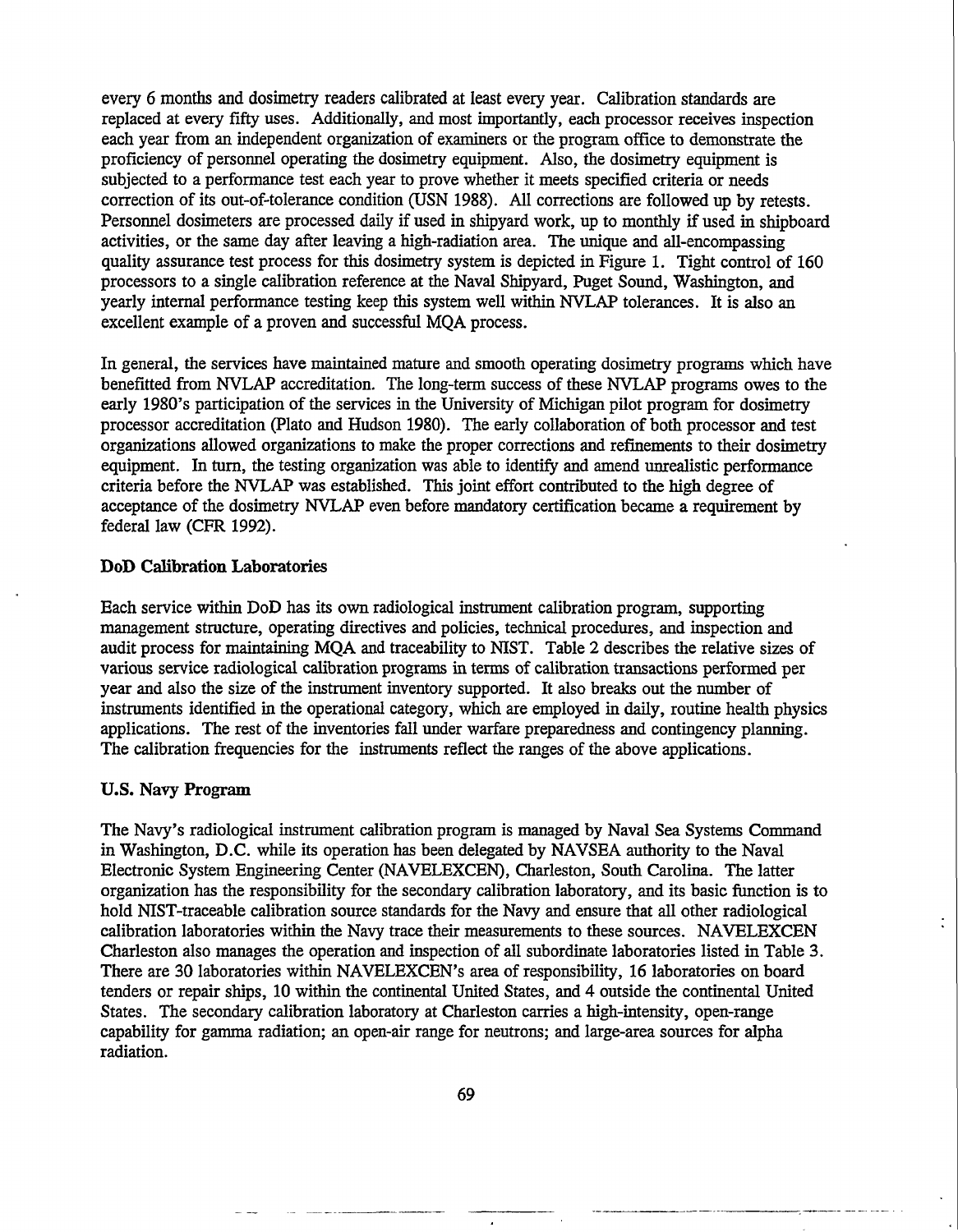every 6 months and dosimetry readers calibrated at least every year. Calibration standards are replaced at every fifty uses. Additionally, and most importantly, each processor receives inspection each year from an independent organization of examiners or the program office to demonstrate the proficiency of personnel operating the dosimetry equipment. Also, the dosimetry equipment is subjected to a performance test each year to prove whether it meets specified criteria or needs correction of its out-of-tolerance condition (USN 1988). All corrections are followed up by retests. Personnel dosimeters are processed daily if used in shipyard work, up to monthly if used in shipboard activities, or the same day after leaving a high-radiation area. The unique and all-encompassing quality assurance test process for this dosimetry system is depicted in Figure 1. Tight control of 160 processors to a single calibration reference at the Naval Shipyard, Puget Sound, Washington, and yearly internal performance testing keep this system well within NVLAP tolerances. It is also an excellent example of a proven and successful MQA process.

In general, the services have maintained mature and smooth operating dosimetry programs which have benefitted from NVLAP accreditation. The long-term success of these NVLAP programs owes to the early 1980's participation of the services in the University of Michigan pilot program for dosimetry processor accreditation (Plato and Hudson 1980). The early collaboration of both processor and test organizations allowed organizations to make the proper corrections and refinements to their dosimetry equipment. In turn, the testing organization was able to identify and amend unrealistic performance criteria before the NVLAP was established. This joint effort contributed to the high degree of acceptance of the dosimetry NVLAP even before mandatory certification became a requirement by federal law (CFR 1992).

### DoD Calibration Laboratories

Each service within DoD has its own radiological instrument calibration program, supporting management structure, operating directives and policies, technical procedures, and inspection and audit process for maintaining MQA and traceability to NIST. Table 2 describes the relative sizes of various service radiological calibration programs in terms of calibration transactions performed per year and also the size of the instrument inventory supported. It also breaks out the number of instruments identified in the operational category, which are employed in daily, routine health physics applications. The rest of the inventories fall under warfare preparedness and contingency planning. The calibration frequencies for the instruments reflect the ranges of the above applications.

### U.S. Navy Program

The Navy's radiological instrument calibration program is managed by Naval Sea Systems Command in Washington, D.C. while its operation has been delegated by NAVSEA authority to the Naval Electronic System Engineering Center (NAVELEXCEN), Charleston, South Carolina. The latter organization has the responsibility for the secondary calibration laboratory, and its basic function is to hold NIST-traceable calibration source standards for the Navy and ensure that all other radiological calibration laboratories within the Navy trace their measurements to these sources. NAVELEXCEN Charleston also manages the operation and inspection of all subordinate laboratories listed in Table 3. There are 30 laboratories within NAVELEXCEN's area of responsibility, 16 laboratories on board tenders or repair ships, 10 within the continental United States, and 4 outside the continental United States. The secondary calibration laboratory at Charleston carries a high-intensity, open-range capability for gamma radiation; an open-air range for neutrons; and large-area sources for alpha radiation.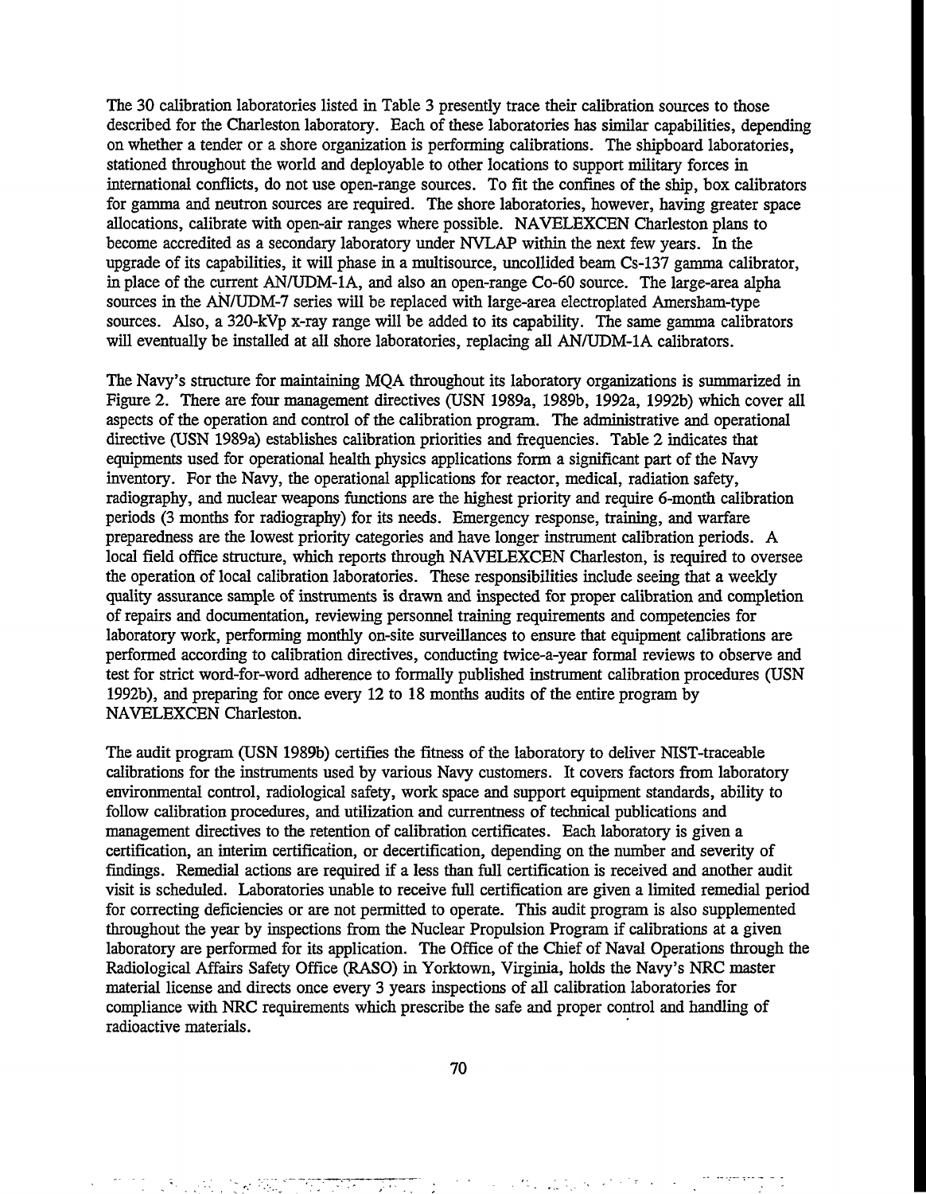The 30 calibration laboratories listed in Table 3 presently trace their calibration sources to those described for the Charleston laboratory. Each of these laboratories has similar capabilities, depending on whether a tender or a shore organization is performing calibrations. The shipboard laboratories, stationed throughout the world and deployable to other locations to support military forces in international conflicts, do not use open-range sources. To fit the confines of the ship, box calibrators for gamma and neutron sources are required. The shore laboratories, however, having greater space allocations, calibrate with open-air ranges where possible. NAVELEXCEN Charleston plans to become accredited as a secondary laboratory under NVLAP within the next few years. In the upgrade of its capabilities, it will phase in a multisource, uncollided beam Cs-137 gamma calibrator, in place of the current AN/UDM-1A, and also an open-range Co-60 source. The large-area alpha sources in the AN/UDM-7 series will be replaced with large-area electroplated Amersham-type sources. Also, a 320-kVp x-ray range will be added to its capability. The same gamma calibrators will eventually be installed at all shore laboratories, replacing all AN/UDM-1A calibrators.

The Navy's structure for maintaining MQA throughout its laboratory organizations is summarized in Figure 2. There are four management directives (USN 1989a, 1989b, 1992a, 1992b) which cover all aspects of the operation and control of the calibration program. The administrative and operational directive (USN 1989a) establishes calibration priorities and frequencies. Table 2 indicates that equipments used for operational health physics applications form a significant part of the Navy inventory. For the Navy, the operational applications for reactor, medical, radiation safety, radiography, and nuclear weapons functions are the highest priority and require 6-month calibration periods (3 months for radiography) for its needs. Emergency response, training, and warfare preparedness are the lowest priority categories and have longer instrument calibration periods. A local field office structure, which reports through NAVELEXCEN Charleston, is required to oversee the operation of local calibration laboratories. These responsibilities include seeing that a weekly quality assurance sample of instruments is drawn and inspected for proper calibration and completion of repairs and documentation, reviewing personnel training requirements and competencies for laboratory work, performing monthly on-site surveillances to ensure that equipment calibrations are performed according to calibration directives, conducting twice-a-year formal reviews to observe and test for strict word-for-word adherence to formally published instrument calibration procedures (USN 1992b), and preparing for once every 12 to 18 months audits of the entire program by NAVELEXCEN Charleston.

The audit program (USN 1989b) certifies the fitness of the laboratory to deliver NIST-traceable calibrations for the instruments used by various Navy customers. It covers factors from laboratory environmental control, radiological safety, work space and support equipment standards, ability to follow calibration procedures, and utilization and currentness of technical publications and management directives to the retention of calibration certificates. Each laboratory is given a certification, an interim certification, or decertification, depending on the number and severity of findings. Remedial actions are required if a less than full certification is received and another audit visit is scheduled. Laboratories unable to receive full certification are given a limited remedial period for correcting deficiencies or are not permitted to operate. This audit program is also supplemented throughout the year by inspections from the Nuclear Propulsion Program if calibrations at a given laboratory are performed for its application. The Office of the Chief of Naval Operations through the Radiological Affairs Safety Office (RASO) in Yorktown, Virginia, holds the Navy's NRC master material license and directs once every 3 years inspections of all calibration laboratories for compliance with NRC requirements which prescribe the safe and proper control and handling of radioactive materials.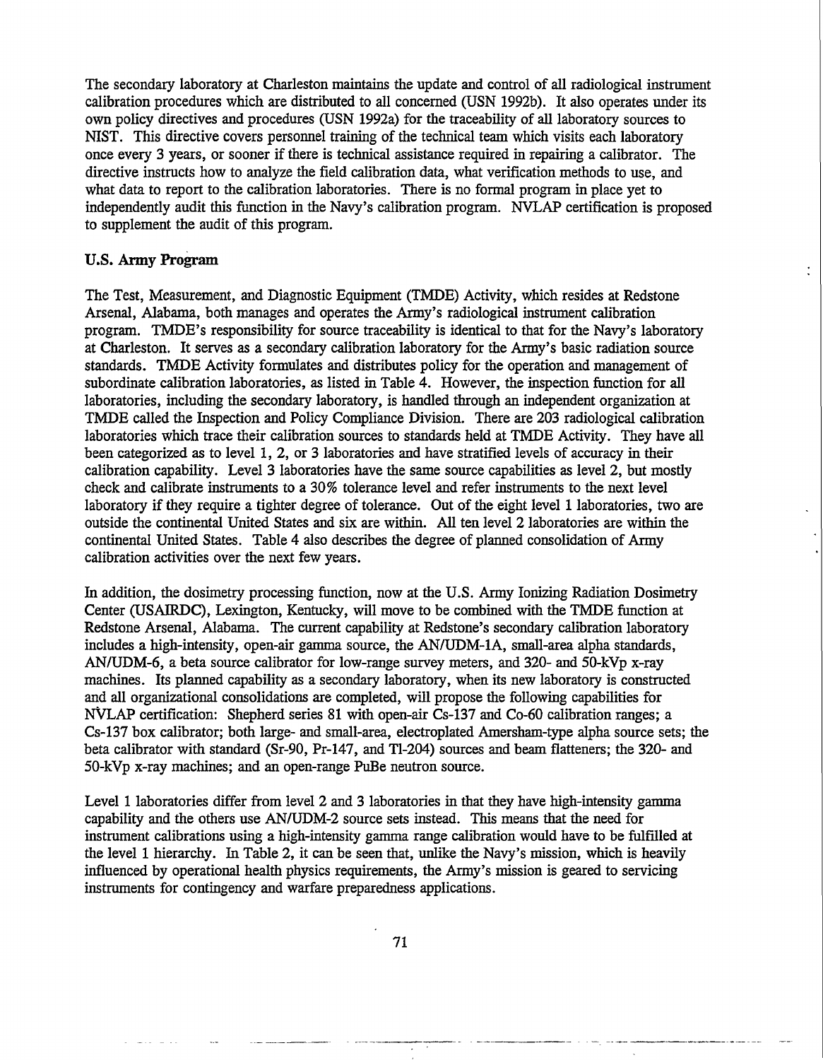The secondary laboratory at Charleston maintains the update and control of all radiological instrument calibration procedures which are distributed to all concerned (USN 1992b). It also operates under its own policy directives and procedures (USN 1992a) for the traceability of all laboratory sources to NIST. This directive covers personnel training of the technical team which visits each laboratory once every 3 years, or sooner if there is technical assistance required in repairing a calibrator. The directive instructs how to analyze the field calibration data, what verification methods to use, and what data to report to the calibration laboratories. There is no formal program in place yet to independently audit this function in the Navy's calibration program. NVLAP certification is proposed to supplement the audit of this program.

### U.S. Army Program

The Test, Measurement, and Diagnostic Equipment (TMDE) Activity, which resides at Redstone Arsenal, Alabama, both manages and operates the Army's radiological instrument calibration program. TMDE's responsibility for source traceability is identical to that for the Navy's laboratory at Charleston. It serves as a secondary calibration laboratory for the Army's basic radiation source standards. TMDE Activity formulates and distributes policy for the operation and management of subordinate calibration laboratories, as listed in Table 4. However, the inspection function for all laboratories, including the secondary laboratory, is handled through an independent organization at TMDE called the Inspection and Policy Compliance Division. There are 203 radiological calibration laboratories which trace their calibration sources to standards held at TMDE Activity. They have all been categorized as to level 1, 2, or 3 laboratories and have stratified levels of accuracy in their calibration capability. Level 3 laboratories have the same source capabilities as level 2, but mostly check and calibrate instruments to a 30% tolerance level and refer instruments to the next level laboratory if they require a tighter degree of tolerance. Out of the eight level 1 laboratories, two are outside the continental United States and six are within. All ten level 2 laboratories are within the continental United States. Table 4 also describes the degree of planned consolidation of Army calibration activities over the next few years.

In addition, the dosimetry processing function, now at the U.S. Army Ionizing Radiation Dosimetry Center (USAIRDC), Lexington, Kentucky, will move to be combined with the TMDE function at Redstone Arsenal, Alabama. The current capability at Redstone's secondary calibration laboratory includes a high-intensity, open-air gamma source, the AN/UDM-1A, small-area alpha standards, AN/UDM-6, a beta source calibrator for low-range survey meters, and 320- and 50-kVp x-ray machines. Its planned capability as a secondary laboratory, when its new laboratory is constructed and all organizational consolidations are completed, will propose the following capabilities for NVLAP certification: Shepherd series 81 with open-air Cs-137 and Co-60 calibration ranges; a Cs-137 box calibrator; both large- and small-area, electroplated Amersham-type alpha source sets; the beta calibrator with standard (Sr-90, Pr-147, and Tl-204) sources and beam flatteners; the 320- and 50-kVp x-ray machines; and an open-range PuBe neutron source.

Level 1 laboratories differ from level 2 and 3 laboratories in that they have high-intensity gamma capability and the others use AN/UDM-2 source sets instead. This means that the need for instrument calibrations using a high-intensity gamma range calibration would have to be fulfilled at the level 1 hierarchy. In Table 2, it can be seen that, unlike the Navy's mission, which is heavily influenced by operational health physics requirements, the Army's mission is geared to servicing instruments for contingency and warfare preparedness applications.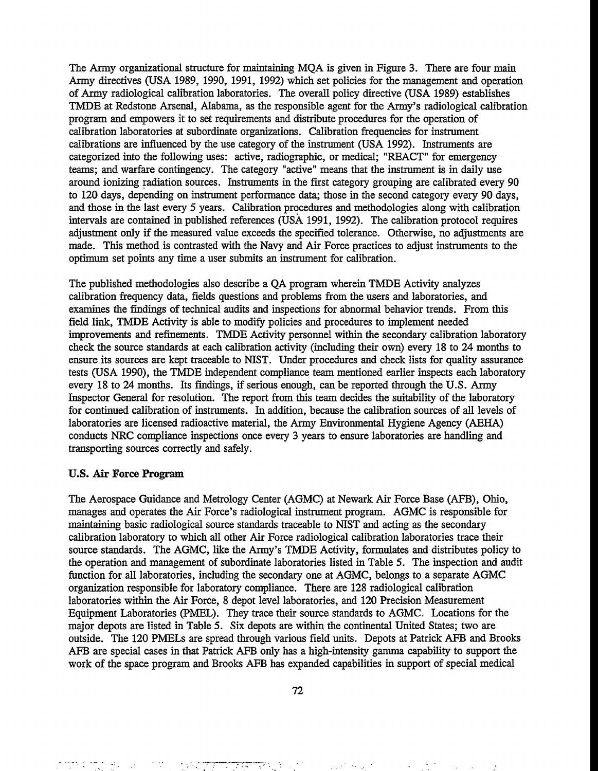The Army organizational structure for maintaining MQA is given in Figure 3. There are four main Army directives (USA 1989, 1990, 1991, 1992) which set policies for the management and operation of Army radiological calibration laboratories. The overall policy directive (USA 1989) establishes TMDE at Redstone Arsenal, Alabama, as the responsible agent for the Army's radiological calibration program and empowers it to set requirements and distribute procedures for the operation of calibration laboratories at subordinate organizations. Calibration frequencies for instrument calibrations are influenced by the use category of the instrument (USA 1992). Instruments are categorized into the following uses: active, radiographic, or medical; "REACT" for emergency teams; and warfare contingency. The category "active" means that the instrument is in daily use around ionizing radiation sources. Instruments in the first category grouping are calibrated every 90 to 120 days, depending on instrument performance data; those in the second category every 90 days, and those in the last every 5 years. Calibration procedures and methodologies along with calibration intervals are contained in published references (USA 1991, 1992). The calibration protocol requires adjustment only if the measured value exceeds the specified tolerance. Otherwise, no adjustments are made. This method is contrasted with the Navy and Air Force practices to adjust instruments to the optimum set points any time a user submits an instrument for calibration.

The published methodologies also describe a QA program wherein TMDE Activity analyzes calibration frequency data, fields questions and problems from the users and laboratories, and examines the findings of technical audits and inspections for abnormal behavior trends. From this field link, TMDE Activity is able to modify policies and procedures to implement needed improvements and refinements. TMDE Activity personnel within the secondary calibration laboratory check the source standards at each calibration activity (including their own) every 18 to 24 months to ensure its sources are kept traceable to NIST. Under procedures and check lists for quality assurance tests (USA 1990), the TMDE independent compliance team mentioned earlier inspects each laboratory every 18 to 24 months. Its findings, if serious enough, can be reported through the U.S. Army Inspector General for resolution. The report from this team decides the suitability of the laboratory for continued calibration of instruments. In addition, because the calibration sources of all levels of laboratories are licensed radioactive material, the Army Environmental Hygiene Agency (AEHA) conducts NRC compliance inspections once every 3 years to ensure laboratories are handling and transporting sources correctly and safely.

### U.S. Air Force Program

The Aerospace Guidance and Metrology Center (AGMC) at Newark Air Force Base (AFB), Ohio, manages and operates the Air Force's radiological instrument program. AGMC is responsible for maintaining basic radiological source standards traceable to NIST and acting as the secondary calibration laboratory to which all other Air Force radiological calibration laboratories trace their source standards. The AGMC, like the Army's TMDE Activity, formulates and distributes policy to the operation and management of subordinate laboratories listed in Table 5. The inspection and audit function for all laboratories, including the secondary one at AGMC, belongs to a separate AGMC organization responsible for laboratory compliance. There are 128 radiological calibration laboratories within the Air Force, 8 depot level laboratories, and 120 Precision Measurement Equipment Laboratories (PMEL). They trace their source standards to AGMC. Locations for the major depots are listed in Table 5. Six depots are within the continental United States; two are outside. The 120 PMELs are spread through various field units. Depots at Patrick AFB and Brooks AFB are special cases in that Patrick AFB only has a high-intensity gamma capability to support the work of the space program and Brooks AFB has expanded capabilities in support of special medical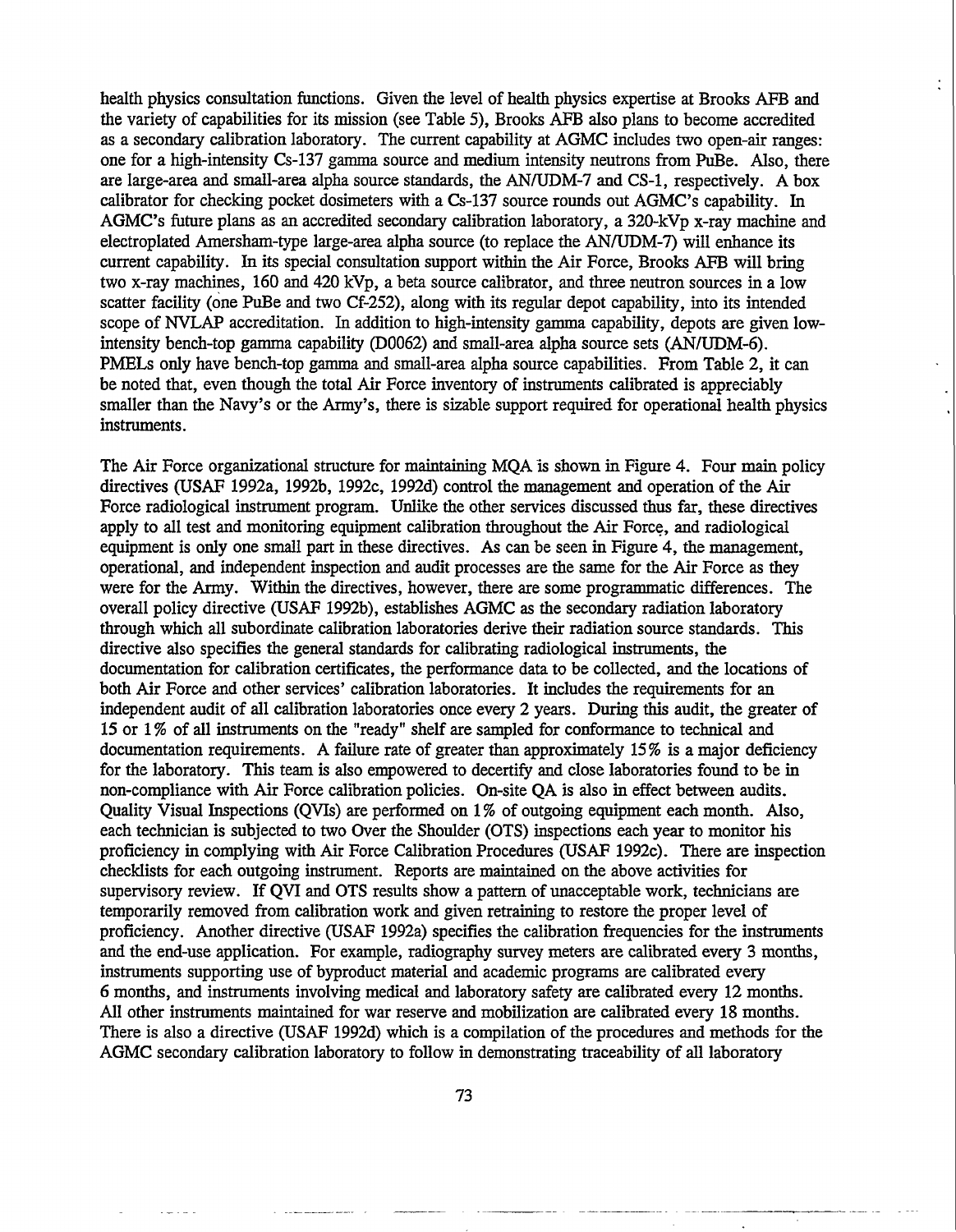health physics consultation functions. Given the level of health physics expertise at Brooks AFB and the variety of capabilities for its mission (see Table 5), Brooks AFB also plans to become accredited as a secondary calibration laboratory. The current capability at AGMC includes two open-air ranges: one for a high-intensity Cs-137 gamma source and medium intensity neutrons from PuBe. Also, there are large-area and small-area alpha source standards, the AN/UDM-7 and CS-1, respectively. A box calibrator for checking pocket dosimeters with a Cs-137 source rounds out AGMC's capability. In AGMC's future plans as an accredited secondary calibration laboratory, a 320-kVp x-ray machine and electroplated Amersham-type large-area alpha source (to replace the AN/UDM-7) will enhance its current capability. In its special consultation support within the Air Force, Brooks AFB will bring two x-ray machines, 160 and 420 kVp, a beta source calibrator, and three neutron sources in a low scatter facility (one PuBe and two Cf-252), along with its regular depot capability, into its intended scope of NVLAP accreditation. In addition to high-intensity gamma capability, depots are given low-intensity bench-top gamma capability (D0062) and small-area alpha source sets (AN/UDM-6). PMELs only have bench-top gamma and small-area alpha source capabilities. From Table 2, it can be noted that, even though the total Air Force inventory of instruments calibrated is appreciably smaller than the Navy's or the Army's, there is sizable support required for operational health physics instruments.

The Air Force organizational structure for maintaining MQA is shown in Figure 4. Four main policy directives (USAF 1992a, 1992b, 1992c, 1992d) control the management and operation of the Air Force radiological instrument program. Unlike the other services discussed thus far, these directives apply to all test and monitoring equipment calibration throughout the Air Force, and radiological equipment is only one small part in these directives. As can be seen in Figure 4, the management, operational, and independent inspection and audit processes are the same for the Air Force as they were for the Army. Within the directives, however, there are some programmatic differences. The overall policy directive (USAF 1992b), establishes AGMC as the secondary radiation laboratory through which all subordinate calibration laboratories derive their radiation source standards. This directive also specifies the general standards for calibrating radiological instruments, the documentation for calibration certificates, the performance data to be collected, and the locations of both Air Force and other services' calibration laboratories. It includes the requirements for an independent audit of all calibration laboratories once every 2 years. During this audit, the greater of 15 or 1% of all instruments on the "ready" shelf are sampled for conformance to technical and documentation requirements. A failure rate of greater than approximately 15% is a major deficiency for the laboratory. This team is also empowered to decertify and close laboratories found to be in non-compliance with Air Force calibration policies. On-site QA is also in effect between audits. Quality Visual Inspections (QVIs) are performed on 1% of outgoing equipment each month. Also, each technician is subjected to two Over the Shoulder (OTS) inspections each year to monitor his proficiency in complying with Air Force Calibration Procedures (USAF 1992c). There are inspection checklists for each outgoing instrument. Reports are maintained on the above activities for supervisory review. If QVI and OTS results show a pattern of unacceptable work, technicians are temporarily removed from calibration work and given retraining to restore the proper level of proficiency. Another directive (USAF 1992a) specifies the calibration frequencies for the instruments and the end-use application. For example, radiography survey meters are calibrated every 3 months, instruments supporting use of byproduct material and academic programs are calibrated every 6 months, and instruments involving medical and laboratory safety are calibrated every 12 months. All other instruments maintained for war reserve and mobilization are calibrated every 18 months. There is also a directive (USAF 1992d) which is a compilation of the procedures and methods for the AGMC secondary calibration laboratory to follow in demonstrating traceability of all laboratory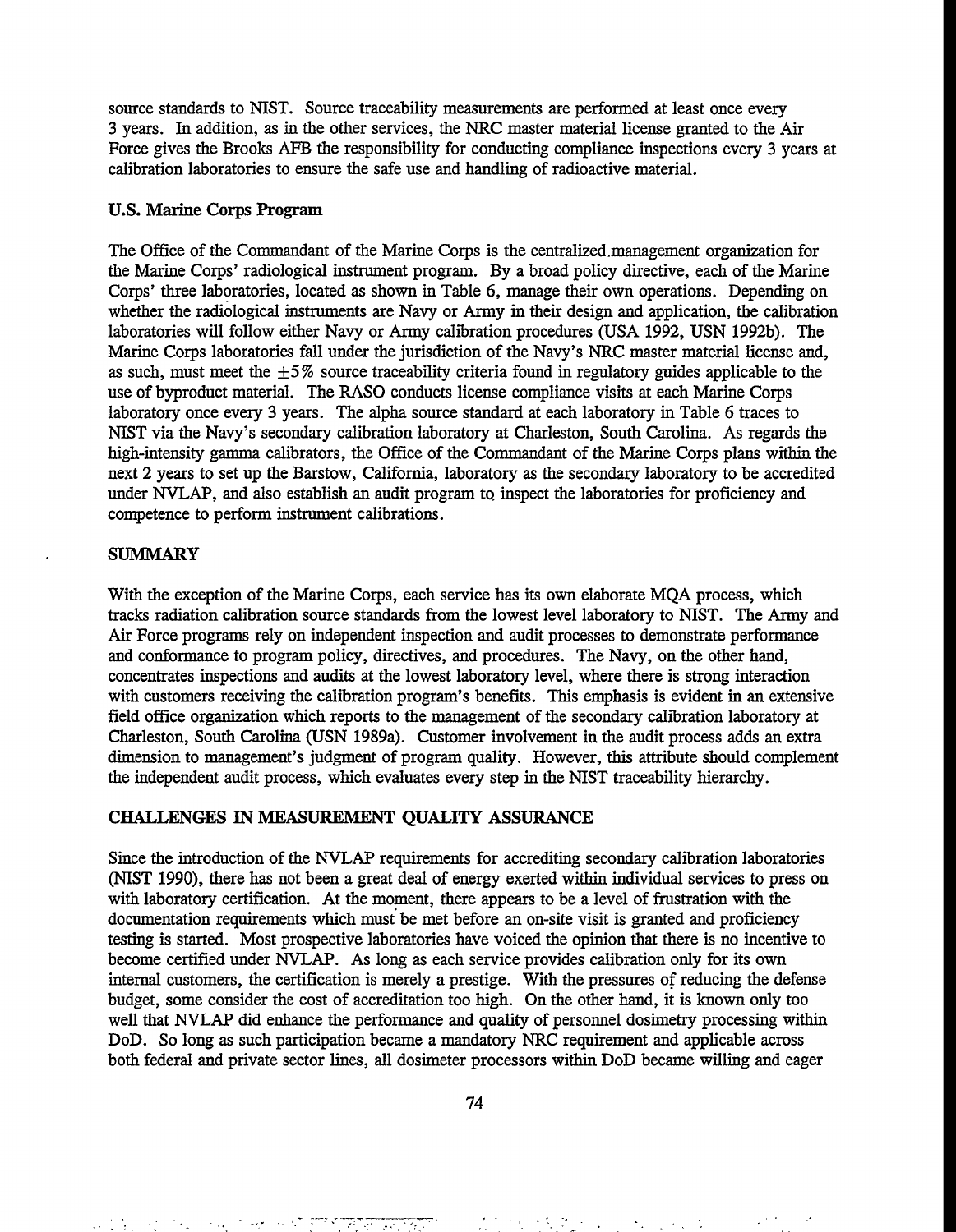source standards to NIST. Source traceability measurements are performed at least once every 3 years. In addition, as in the other services, the NRC master material license granted to the Air Force gives the Brooks AFB the responsibility for conducting compliance inspections every 3 years at calibration laboratories to ensure the safe use and handling of radioactive material.

### U.S. Marine Corps Program

The Office of the Commandant of the Marine Corps is the centralized management organization for the Marine Corps' radiological instrument program. By a broad policy directive, each of the Marine Corps' three laboratories, located as shown in Table 6, manage their own operations. Depending on whether the radiological instruments are Navy or Army in their design and application, the calibration laboratories will follow either Navy or Army calibration procedures (USA 1992, USN 1992b). The Marine Corps laboratories fall under the jurisdiction of the Navy's NRC master material license and, as such, must meet the $\pm 5\%$ source traceability criteria found in regulatory guides applicable to the use of byproduct material. The RASO conducts license compliance visits at each Marine Corps laboratory once every 3 years. The alpha source standard at each laboratory in Table 6 traces to NIST via the Navy's secondary calibration laboratory at Charleston, South Carolina. As regards the high-intensity gamma calibrators, the Office of the Commandant of the Marine Corps plans within the next 2 years to set up the Barstow, California, laboratory as the secondary laboratory to be accredited under NVLAP, and also establish an audit program to inspect the laboratories for proficiency and competence to perform instrument calibrations.

## SUMMARY

With the exception of the Marine Corps, each service has its own elaborate MQA process, which tracks radiation calibration source standards from the lowest level laboratory to NIST. The Army and Air Force programs rely on independent inspection and audit processes to demonstrate performance and conformance to program policy, directives, and procedures. The Navy, on the other hand, concentrates inspections and audits at the lowest laboratory level, where there is strong interaction with customers receiving the calibration program's benefits. This emphasis is evident in an extensive field office organization which reports to the management of the secondary calibration laboratory at Charleston, South Carolina (USN 1989a). Customer involvement in the audit process adds an extra dimension to management's judgment of program quality. However, this attribute should complement the independent audit process, which evaluates every step in the NIST traceability hierarchy.

## CHALLENGES IN MEASUREMENT QUALITY ASSURANCE

Since the introduction of the NVLAP requirements for accrediting secondary calibration laboratories (NIST 1990), there has not been a great deal of energy exerted within individual services to press on with laboratory certification. At the moment, there appears to be a level of frustration with the documentation requirements which must be met before an on-site visit is granted and proficiency testing is started. Most prospective laboratories have voiced the opinion that there is no incentive to become certified under NVLAP. As long as each service provides calibration only for its own internal customers, the certification is merely a prestige. With the pressures of reducing the defense budget, some consider the cost of accreditation too high. On the other hand, it is known only too well that NVLAP did enhance the performance and quality of personnel dosimetry processing within DoD. So long as such participation became a mandatory NRC requirement and applicable across both federal and private sector lines, all dosimeter processors within DoD became willing and eager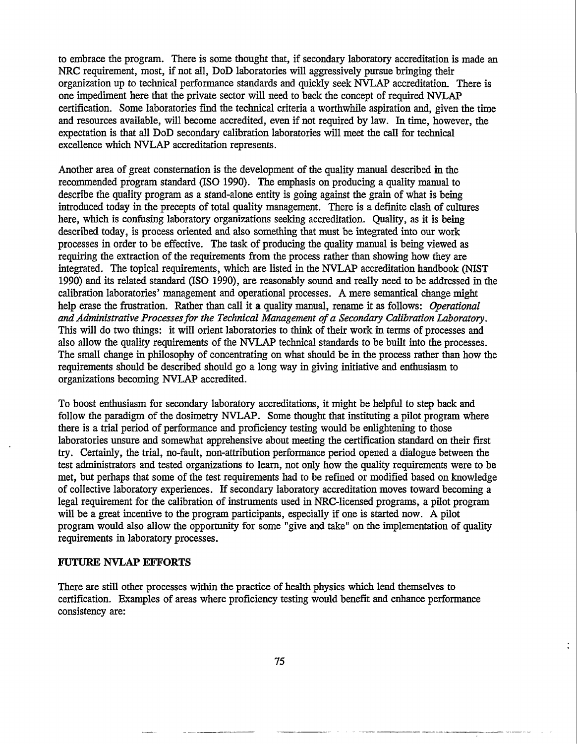to embrace the program. There is some thought that, if secondary laboratory accreditation is made an NRC requirement, most, if not all, DoD laboratories will aggressively pursue bringing their organization up to technical performance standards and quickly seek NVLAP accreditation. There is one impediment here that the private sector will need to back the concept of required NVLAP certification. Some laboratories find the technical criteria a worthwhile aspiration and, given the time and resources available, will become accredited, even if not required by law. In time, however, the expectation is that all DoD secondary calibration laboratories will meet the call for technical excellence which NVLAP accreditation represents.

Another area of great consternation is the development of the quality manual described in the recommended program standard (ISO 1990). The emphasis on producing a quality manual to describe the quality program as a stand-alone entity is going against the grain of what is being introduced today in the precepts of total quality management. There is a definite clash of cultures here, which is confusing laboratory organizations seeking accreditation. Quality, as it is being described today, is process oriented and also something that must be integrated into our work processes in order to be effective. The task of producing the quality manual is being viewed as requiring the extraction of the requirements from the process rather than showing how they are integrated. The topical requirements, which are listed in the NVLAP accreditation handbook (NIST 1990) and its related standard (ISO 1990), are reasonably sound and really need to be addressed in the calibration laboratories' management and operational processes. A mere semantical change might help erase the frustration. Rather than call it a quality manual, rename it as follows: *Operational and Administrative Processes for the Technical Management of a Secondary Calibration Laboratory*. This will do two things: it will orient laboratories to think of their work in terms of processes and also allow the quality requirements of the NVLAP technical standards to be built into the processes. The small change in philosophy of concentrating on what should be in the process rather than how the requirements should be described should go a long way in giving initiative and enthusiasm to organizations becoming NVLAP accredited.

To boost enthusiasm for secondary laboratory accreditations, it might be helpful to step back and follow the paradigm of the dosimetry NVLAP. Some thought that instituting a pilot program where there is a trial period of performance and proficiency testing would be enlightening to those laboratories unsure and somewhat apprehensive about meeting the certification standard on their first try. Certainly, the trial, no-fault, non-attribution performance period opened a dialogue between the test administrators and tested organizations to learn, not only how the quality requirements were to be met, but perhaps that some of the test requirements had to be refined or modified based on knowledge of collective laboratory experiences. If secondary laboratory accreditation moves toward becoming a legal requirement for the calibration of instruments used in NRC-licensed programs, a pilot program will be a great incentive to the program participants, especially if one is started now. A pilot program would also allow the opportunity for some "give and take" on the implementation of quality requirements in laboratory processes.

## FUTURE NVLAP EFFORTS

There are still other processes within the practice of health physics which lend themselves to certification. Examples of areas where proficiency testing would benefit and enhance performance consistency are: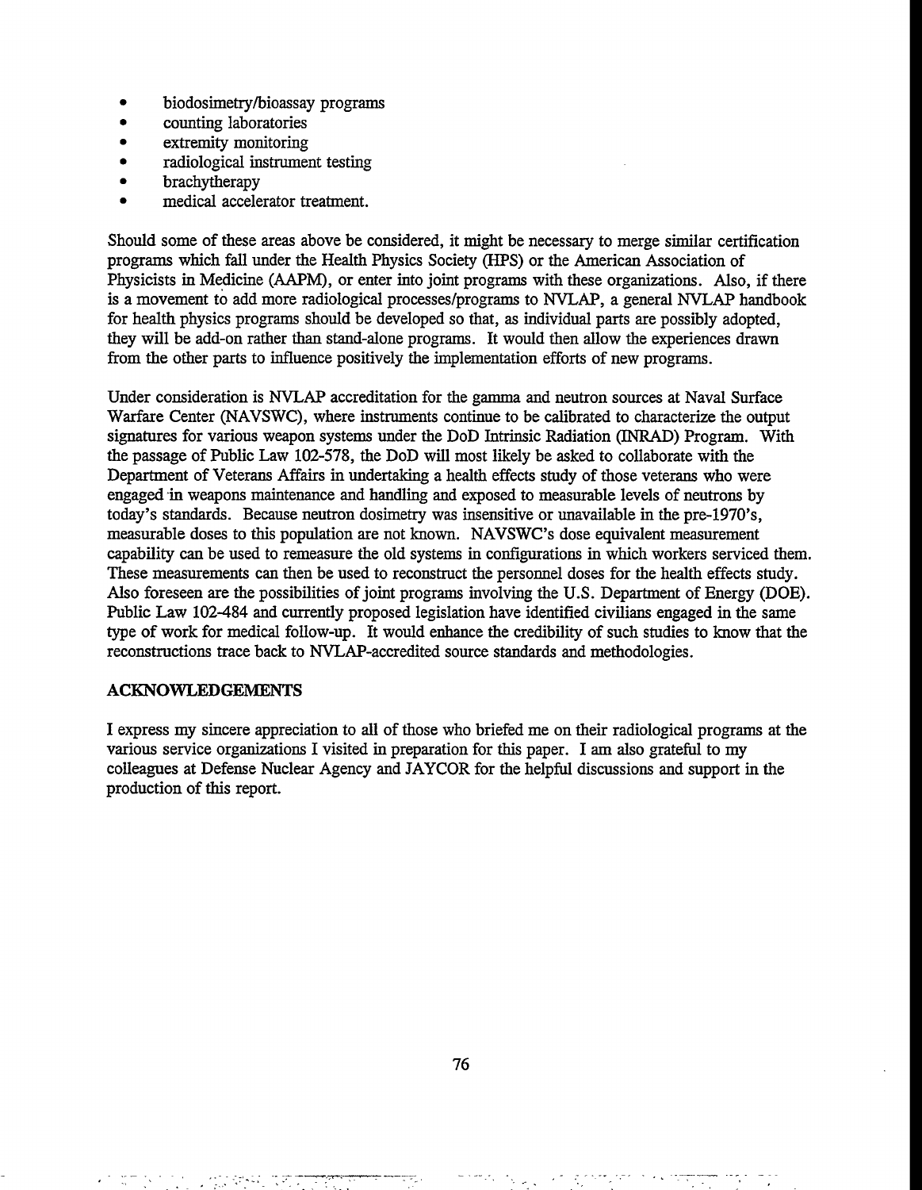- biodosimetry/bioassay programs
- counting laboratories
- extremity monitoring
- radiological instrument testing
- brachytherapy
- medical accelerator treatment.

Should some of these areas above be considered, it might be necessary to merge similar certification programs which fall under the Health Physics Society (HPS) or the American Association of Physicists in Medicine (AAPM), or enter into joint programs with these organizations. Also, if there is a movement to add more radiological processes/programs to NVLAP, a general NVLAP handbook for health physics programs should be developed so that, as individual parts are possibly adopted, they will be add-on rather than stand-alone programs. It would then allow the experiences drawn from the other parts to influence positively the implementation efforts of new programs.

Under consideration is NVLAP accreditation for the gamma and neutron sources at Naval Surface Warfare Center (NAVSWC), where instruments continue to be calibrated to characterize the output signatures for various weapon systems under the DoD Intrinsic Radiation (INRAD) Program. With the passage of Public Law 102-578, the DoD will most likely be asked to collaborate with the Department of Veterans Affairs in undertaking a health effects study of those veterans who were engaged in weapons maintenance and handling and exposed to measurable levels of neutrons by today's standards. Because neutron dosimetry was insensitive or unavailable in the pre-1970's, measurable doses to this population are not known. NAVSWC's dose equivalent measurement capability can be used to remeasure the old systems in configurations in which workers serviced them. These measurements can then be used to reconstruct the personnel doses for the health effects study. Also foreseen are the possibilities of joint programs involving the U.S. Department of Energy (DOE). Public Law 102-484 and currently proposed legislation have identified civilians engaged in the same type of work for medical follow-up. It would enhance the credibility of such studies to know that the reconstructions trace back to NVLAP-accredited source standards and methodologies.

## ACKNOWLEDGEMENTS

I express my sincere appreciation to all of those who briefed me on their radiological programs at the various service organizations I visited in preparation for this paper. I am also grateful to my colleagues at Defense Nuclear Agency and JAYCOR for the helpful discussions and support in the production of this report.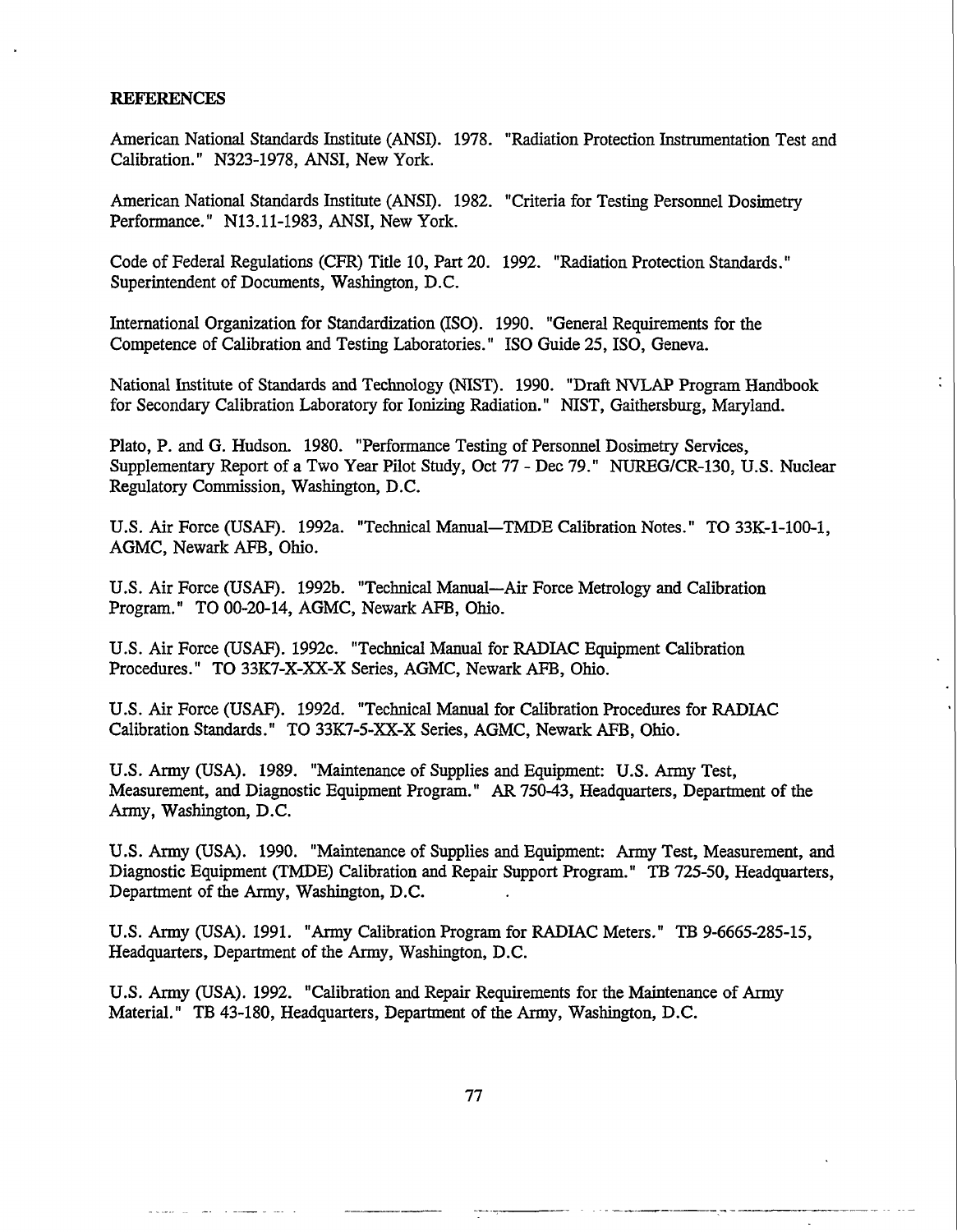## REFERENCES

American National Standards Institute (ANSI). 1978. "Radiation Protection Instrumentation Test and Calibration." N323-1978, ANSI, New York.

American National Standards Institute (ANSI). 1982. "Criteria for Testing Personnel Dosimetry Performance." N13.11-1983, ANSI, New York.

Code of Federal Regulations (CFR) Title 10, Part 20. 1992. "Radiation Protection Standards." Superintendent of Documents, Washington, D.C.

International Organization for Standardization (ISO). 1990. "General Requirements for the Competence of Calibration and Testing Laboratories." ISO Guide 25, ISO, Geneva.

National Institute of Standards and Technology (NIST). 1990. "Draft NVLAP Program Handbook for Secondary Calibration Laboratory for Ionizing Radiation." NIST, Gaithersburg, Maryland.

Plato, P. and G. Hudson. 1980. "Performance Testing of Personnel Dosimetry Services, Supplementary Report of a Two Year Pilot Study, Oct 77 - Dec 79." NUREG/CR-130, U.S. Nuclear Regulatory Commission, Washington, D.C.

U.S. Air Force (USAF). 1992a. "Technical Manual—TMDE Calibration Notes." TO 33K-1-100-1, AGMC, Newark AFB, Ohio.

U.S. Air Force (USAF). 1992b. "Technical Manual—Air Force Metrology and Calibration Program." TO 00-20-14, AGMC, Newark AFB, Ohio.

U.S. Air Force (USAF). 1992c. "Technical Manual for RADIAC Equipment Calibration Procedures." TO 33K7-X-XX-X Series, AGMC, Newark AFB, Ohio.

U.S. Air Force (USAF). 1992d. "Technical Manual for Calibration Procedures for RADIAC Calibration Standards." TO 33K7-5-XX-X Series, AGMC, Newark AFB, Ohio.

U.S. Army (USA). 1989. "Maintenance of Supplies and Equipment: U.S. Army Test, Measurement, and Diagnostic Equipment Program." AR 750-43, Headquarters, Department of the Army, Washington, D.C.

U.S. Army (USA). 1990. "Maintenance of Supplies and Equipment: Army Test, Measurement, and Diagnostic Equipment (TMDE) Calibration and Repair Support Program." TB 725-50, Headquarters, Department of the Army, Washington, D.C.

U.S. Army (USA). 1991. "Army Calibration Program for RADIAC Meters." TB 9-6665-285-15, Headquarters, Department of the Army, Washington, D.C.

U.S. Army (USA). 1992. "Calibration and Repair Requirements for the Maintenance of Army Material." TB 43-180, Headquarters, Department of the Army, Washington, D.C.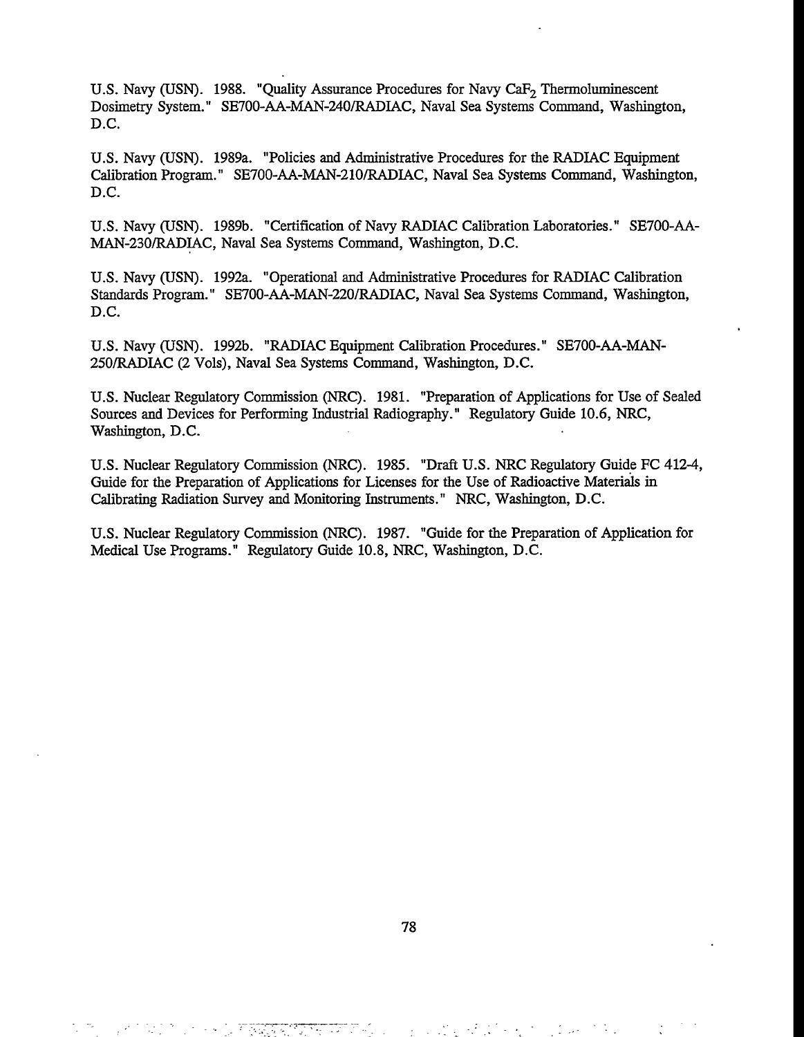U.S. Navy (USN). 1988. "Quality Assurance Procedures for Navy $CaF_2$ Thermoluminescent Dosimetry System." SE700-AA-MAN-240/RADIAC, Naval Sea Systems Command, Washington, D.C.

U.S. Navy (USN). 1989a. "Policies and Administrative Procedures for the RADIAC Equipment Calibration Program." SE700-AA-MAN-210/RADIAC, Naval Sea Systems Command, Washington, D.C.

U.S. Navy (USN). 1989b. "Certification of Navy RADIAC Calibration Laboratories." SE700-AA-MAN-230/RADIAC, Naval Sea Systems Command, Washington, D.C.

U.S. Navy (USN). 1992a. "Operational and Administrative Procedures for RADIAC Calibration Standards Program." SE700-AA-MAN-220/RADIAC, Naval Sea Systems Command, Washington, D.C.

U.S. Navy (USN). 1992b. "RADIAC Equipment Calibration Procedures." SE700-AA-MAN-250/RADIAC (2 Vols), Naval Sea Systems Command, Washington, D.C.

U.S. Nuclear Regulatory Commission (NRC). 1981. "Preparation of Applications for Use of Sealed Sources and Devices for Performing Industrial Radiography." Regulatory Guide 10.6, NRC, Washington, D.C.

U.S. Nuclear Regulatory Commission (NRC). 1985. "Draft U.S. NRC Regulatory Guide FC 412-4, Guide for the Preparation of Applications for Licenses for the Use of Radioactive Materials in Calibrating Radiation Survey and Monitoring Instruments." NRC, Washington, D.C.

U.S. Nuclear Regulatory Commission (NRC). 1987. "Guide for the Preparation of Application for Medical Use Programs." Regulatory Guide 10.8, NRC, Washington, D.C.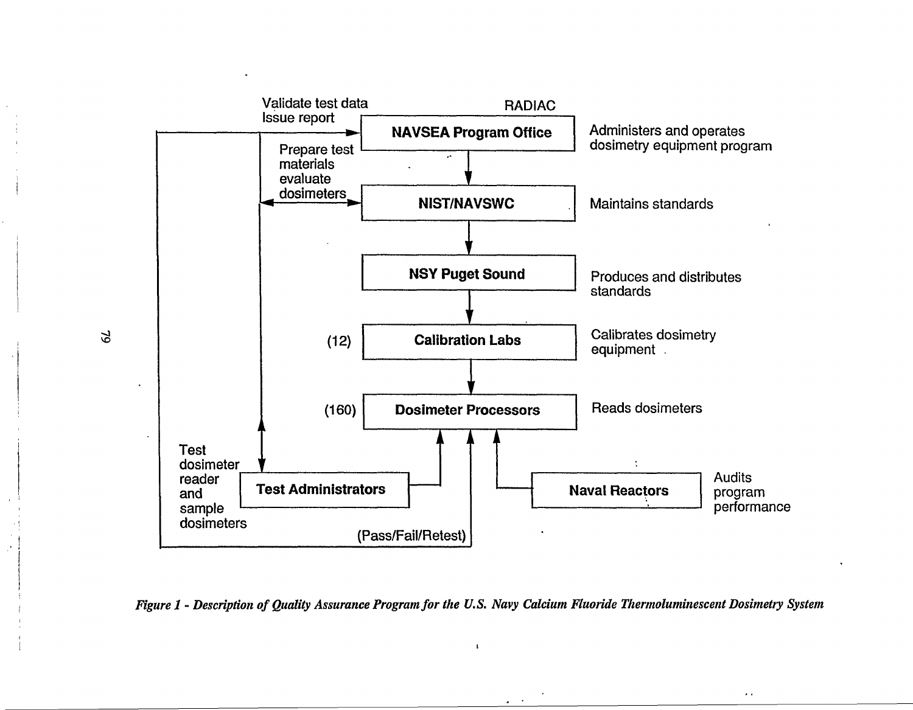Validate test data
Issue report

RADIAC

**NAVSEA Program Office** — Administers and operates dosimetry equipment program

Prepare test materials evaluate dosimeters

**NIST/NAVSWC** — Maintains standards

**NSY Puget Sound** — Produces and distributes standards

(12) **Calibration Labs** — Calibrates dosimetry equipment

(160) **Dosimeter Processors** — Reads dosimeters

Test dosimeter reader and sample dosimeters

**Test Administrators**

**Naval Reactors** — Audits program performance

(Pass/Fail/Retest)

*Figure 1 - Description of Quality Assurance Program for the U.S. Navy Calcium Fluoride Thermoluminescent Dosimetry System*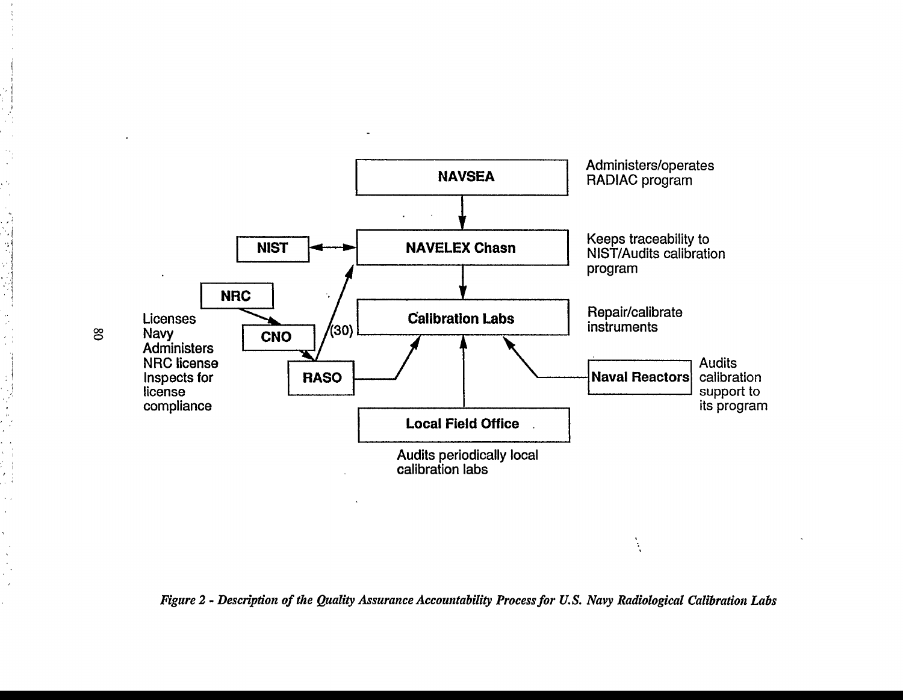| Organization | Role |
|---|---|
| NAVSEA | Administers/operates RADIAC program |
| NAVELEX Chasn | Keeps traceability to NIST/Audits calibration program |
| Calibration Labs | Repair/calibrate instruments |
| NIST | |
| NRC | Licenses Navy |
| CNO | |
| RASO (30) | Administers NRC license<br>Inspects for license compliance |
| Naval Reactors | Audits calibration support to its program |
| Local Field Office | Audits periodically local calibration labs |

*Figure 2 - Description of the Quality Assurance Accountability Process for U.S. Navy Radiological Calibration Labs*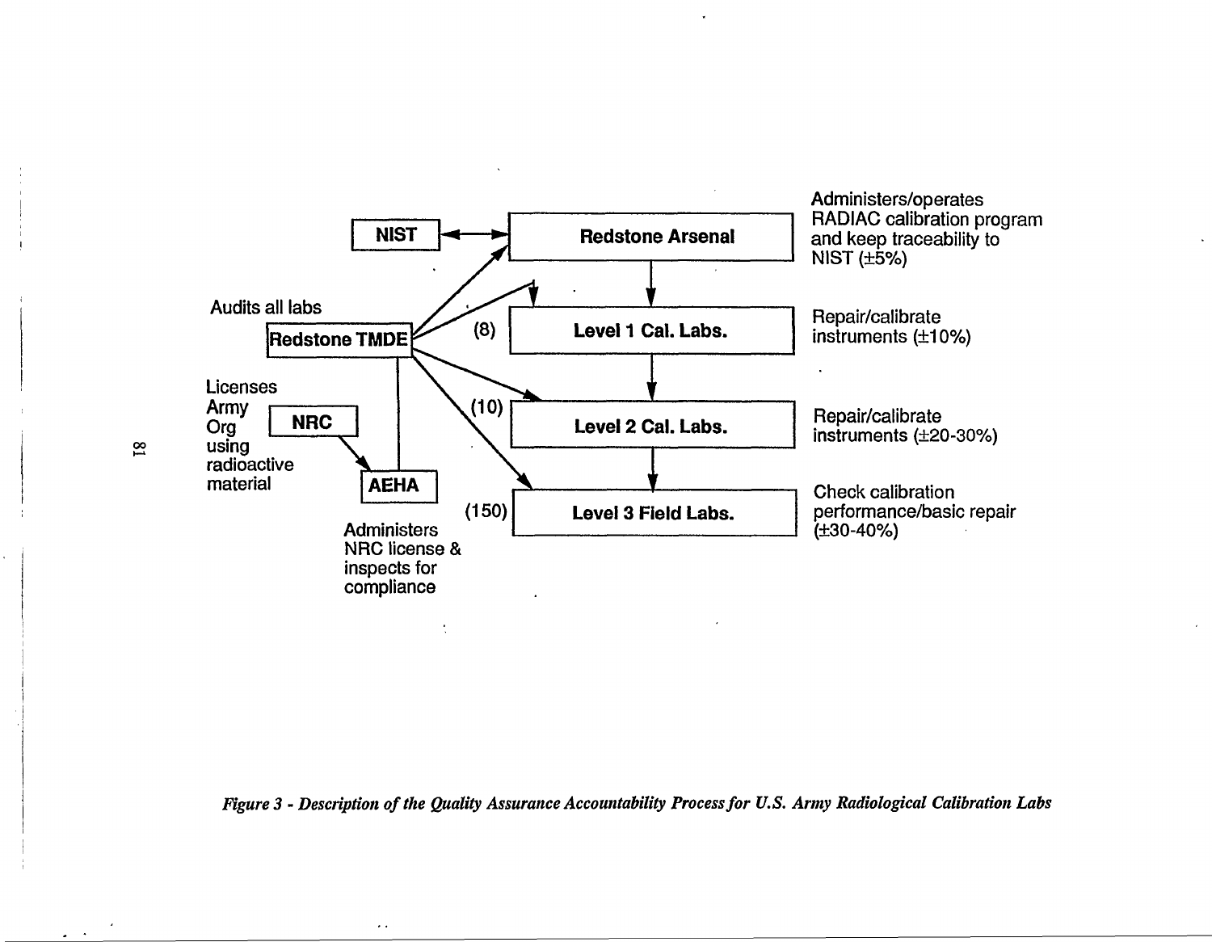NIST

Redstone Arsenal

Administers/operates RADIAC calibration program and keep traceability to NIST (±5%)

Audits all labs

Redstone TMDE

(8) Level 1 Cal. Labs.

Repair/calibrate instruments (±10%)

Licenses Army Org using radioactive material

NRC

(10) Level 2 Cal. Labs.

Repair/calibrate instruments (±20-30%)

AEHA

Administers NRC license & inspects for compliance

(150) Level 3 Field Labs.

Check calibration performance/basic repair (±30-40%)

*Figure 3 - Description of the Quality Assurance Accountability Process for U.S. Army Radiological Calibration Labs*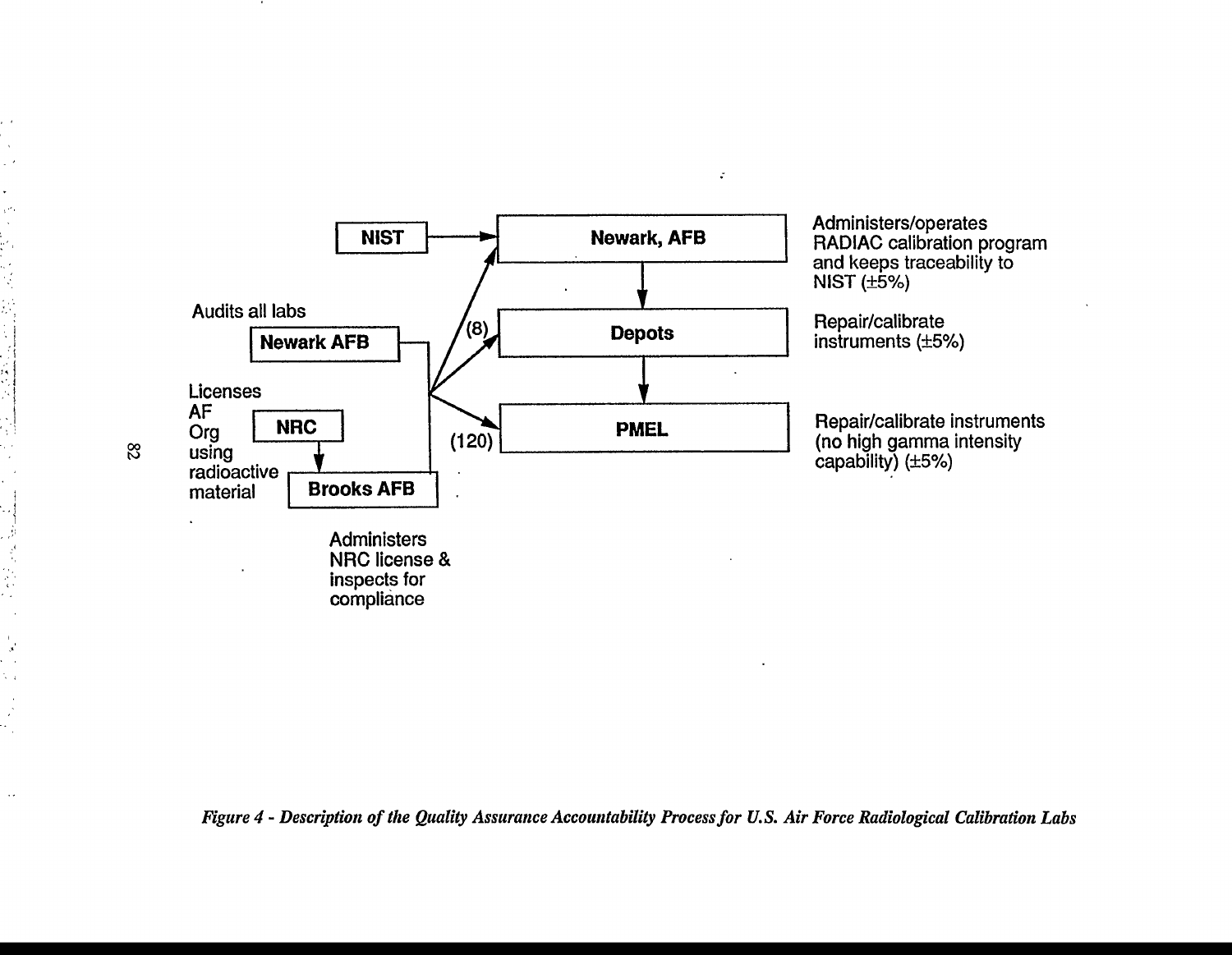NIST → Newark, AFB — Administers/operates RADIAC calibration program and keeps traceability to NIST (±5%)

Depots — Repair/calibrate instruments (±5%)

PMEL — Repair/calibrate instruments (no high gamma intensity capability) (±5%)

Audits all labs — Newark AFB

Licenses AF Org using radioactive material — NRC → Brooks AFB

Brooks AFB — Administers NRC license & inspects for compliance

(8)

(120)

*Figure 4 - Description of the Quality Assurance Accountability Process for U.S. Air Force Radiological Calibration Labs*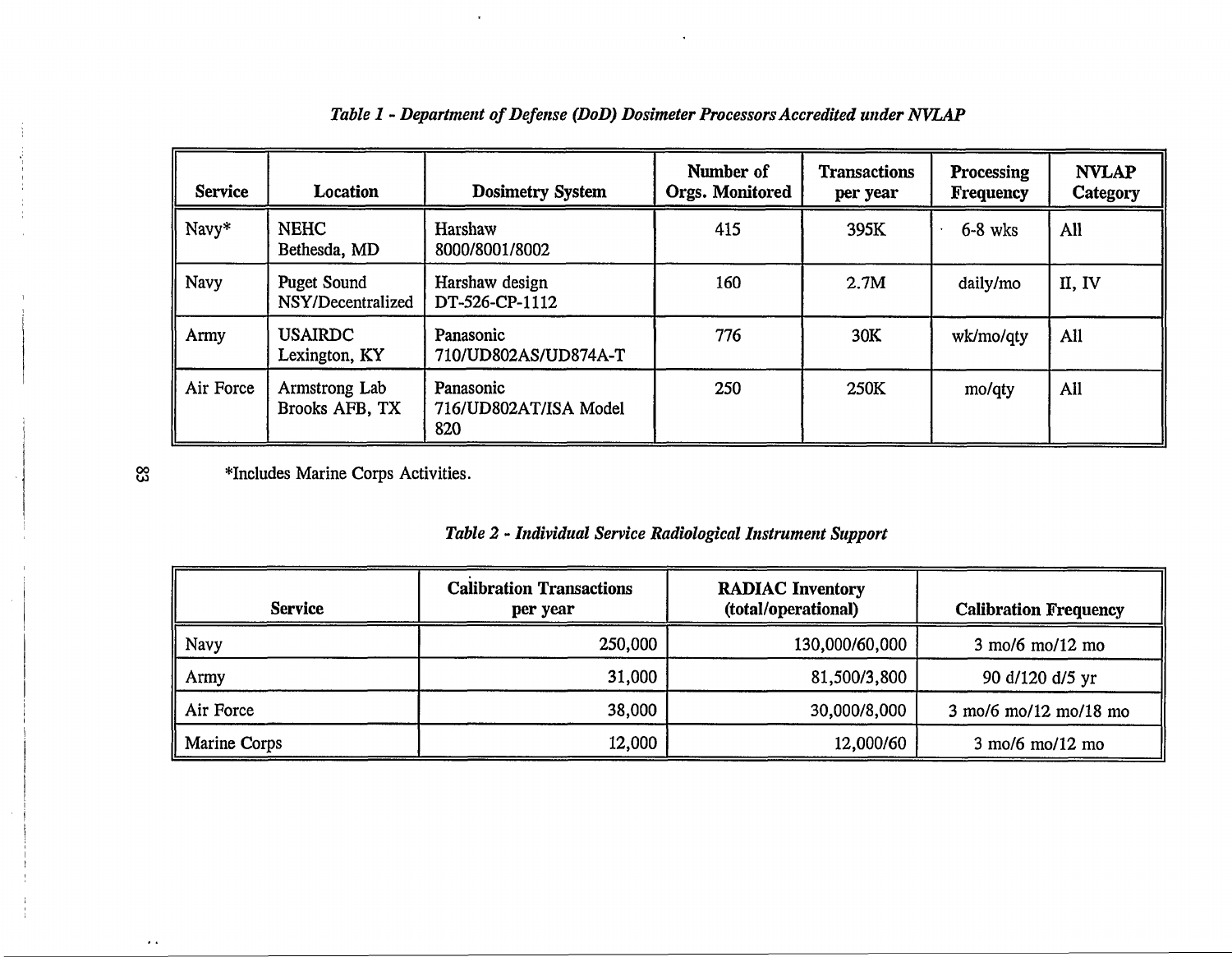*Table 1 - Department of Defense (DoD) Dosimeter Processors Accredited under NVLAP*

| Service | Location | Dosimetry System | Number of Orgs. Monitored | Transactions per year | Processing Frequency | NVLAP Category |
|---|---|---|---|---|---|---|
| Navy* | NEHC Bethesda, MD | Harshaw 8000/8001/8002 | 415 | 395K | 6-8 wks | All |
| Navy | Puget Sound NSY/Decentralized | Harshaw design DT-526-CP-1112 | 160 | 2.7M | daily/mo | II, IV |
| Army | USAIRDC Lexington, KY | Panasonic 710/UD802AS/UD874A-T | 776 | 30K | wk/mo/qty | All |
| Air Force | Armstrong Lab Brooks AFB, TX | Panasonic 716/UD802AT/ISA Model 820 | 250 | 250K | mo/qty | All |

*Includes Marine Corps Activities.

*Table 2 - Individual Service Radiological Instrument Support*

| Service | Calibration Transactions per year | RADIAC Inventory (total/operational) | Calibration Frequency |
|---|---|---|---|
| Navy | 250,000 | 130,000/60,000 | 3 mo/6 mo/12 mo |
| Army | 31,000 | 81,500/3,800 | 90 d/120 d/5 yr |
| Air Force | 38,000 | 30,000/8,000 | 3 mo/6 mo/12 mo/18 mo |
| Marine Corps | 12,000 | 12,000/60 | 3 mo/6 mo/12 mo |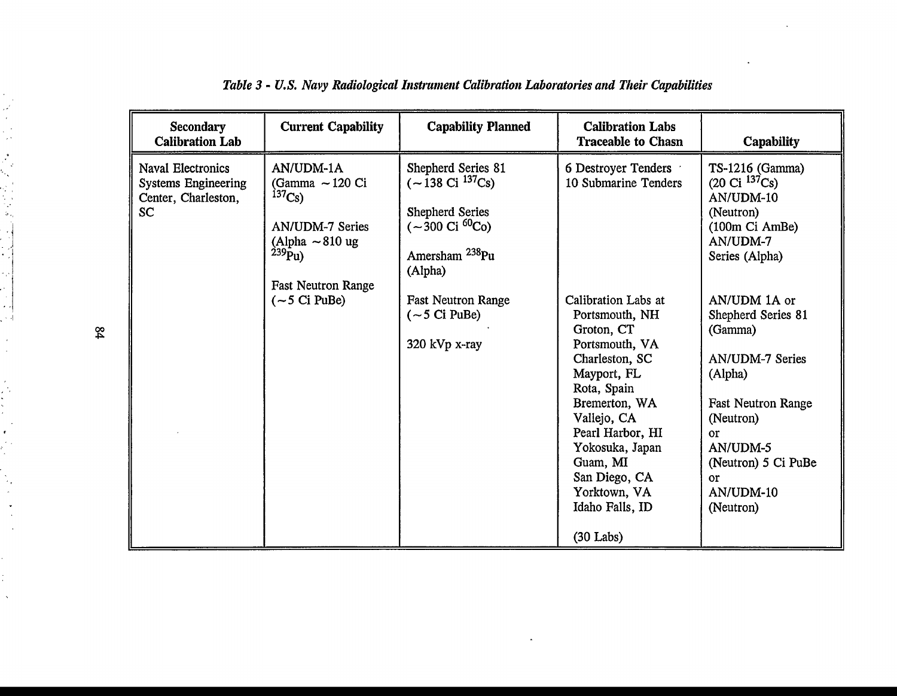*Table 3 - U.S. Navy Radiological Instrument Calibration Laboratories and Their Capabilities*

| Secondary Calibration Lab | Current Capability | Capability Planned | Calibration Labs Traceable to Chasn | Capability |
|---|---|---|---|---|
| Naval Electronics Systems Engineering Center, Charleston, SC | AN/UDM-1A (Gamma ~120 Ci $^{137}Cs$)<br><br>AN/UDM-7 Series (Alpha ~810 ug $^{239}Pu$)<br><br>Fast Neutron Range (~5 Ci PuBe) | Shepherd Series 81 (~138 Ci $^{137}Cs$)<br><br>Shepherd Series (~300 Ci $^{60}Co$)<br><br>Amersham $^{238}Pu$ (Alpha) | 6 Destroyer Tenders<br>10 Submarine Tenders | TS-1216 (Gamma) (20 Ci $^{137}Cs$)<br>AN/UDM-10 (Neutron) (100m Ci AmBe)<br>AN/UDM-7 Series (Alpha) |
| | | Fast Neutron Range (~5 Ci PuBe)<br><br>320 kVp x-ray | Calibration Labs at<br>Portsmouth, NH<br>Groton, CT<br>Portsmouth, VA<br>Charleston, SC<br>Mayport, FL<br>Rota, Spain<br>Bremerton, WA<br>Vallejo, CA<br>Pearl Harbor, HI<br>Yokosuka, Japan<br>Guam, MI<br>San Diego, CA<br>Yorktown, VA<br>Idaho Falls, ID<br><br>(30 Labs) | AN/UDM 1A or Shepherd Series 81 (Gamma)<br><br>AN/UDM-7 Series (Alpha)<br><br>Fast Neutron Range (Neutron) or AN/UDM-5 (Neutron) 5 Ci PuBe or AN/UDM-10 (Neutron) |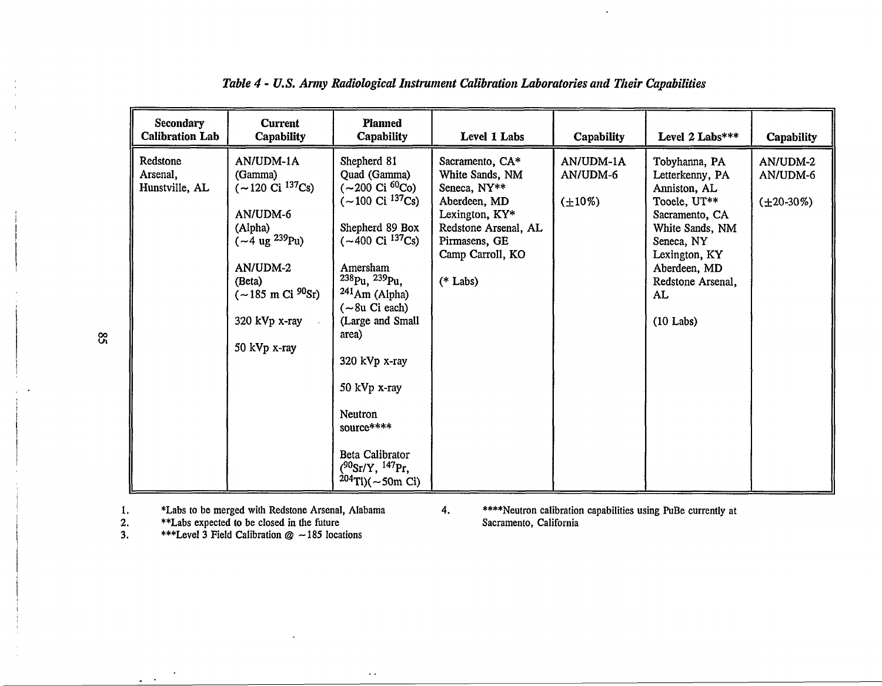*Table 4 - U.S. Army Radiological Instrument Calibration Laboratories and Their Capabilities*

| Secondary Calibration Lab | Current Capability | Planned Capability | Level 1 Labs | Capability | Level 2 Labs*** | Capability |
|---|---|---|---|---|---|---|
| Redstone Arsenal, Hunstville, AL | AN/UDM-1A (Gamma) (~120 Ci $^{137}$Cs)<br><br>AN/UDM-6 (Alpha) (~4 ug $^{239}$Pu)<br><br>AN/UDM-2 (Beta) (~185 m Ci $^{90}$Sr)<br><br>320 kVp x-ray<br><br>50 kVp x-ray | Shepherd 81 Quad (Gamma) (~200 Ci $^{60}$Co) (~100 Ci $^{137}$Cs)<br><br>Shepherd 89 Box (~400 Ci $^{137}$Cs)<br><br>Amersham $^{238}$Pu, $^{239}$Pu, $^{241}$Am (Alpha) (~8u Ci each) (Large and Small area)<br><br>320 kVp x-ray<br><br>50 kVp x-ray<br><br>Neutron source****<br><br>Beta Calibrator ($^{90}$Sr/Y, $^{147}$Pr, $^{204}$Tl)(~50m Ci) | Sacramento, CA*<br>White Sands, NM<br>Seneca, NY**<br>Aberdeen, MD<br>Lexington, KY*<br>Redstone Arsenal, AL<br>Pirmasens, GE<br>Camp Carroll, KO<br><br>(* Labs) | AN/UDM-1A<br>AN/UDM-6<br><br>(±10%) | Tobyhanna, PA<br>Letterkenny, PA<br>Anniston, AL<br>Tooele, UT**<br>Sacramento, CA<br>White Sands, NM<br>Seneca, NY<br>Lexington, KY<br>Aberdeen, MD<br>Redstone Arsenal, AL<br><br>(10 Labs) | AN/UDM-2<br>AN/UDM-6<br><br>(±20-30%) |

1. *Labs to be merged with Redstone Arsenal, Alabama
2. **Labs expected to be closed in the future
3. ***Level 3 Field Calibration @ ~185 locations
4. ****Neutron calibration capabilities using PuBe currently at Sacramento, California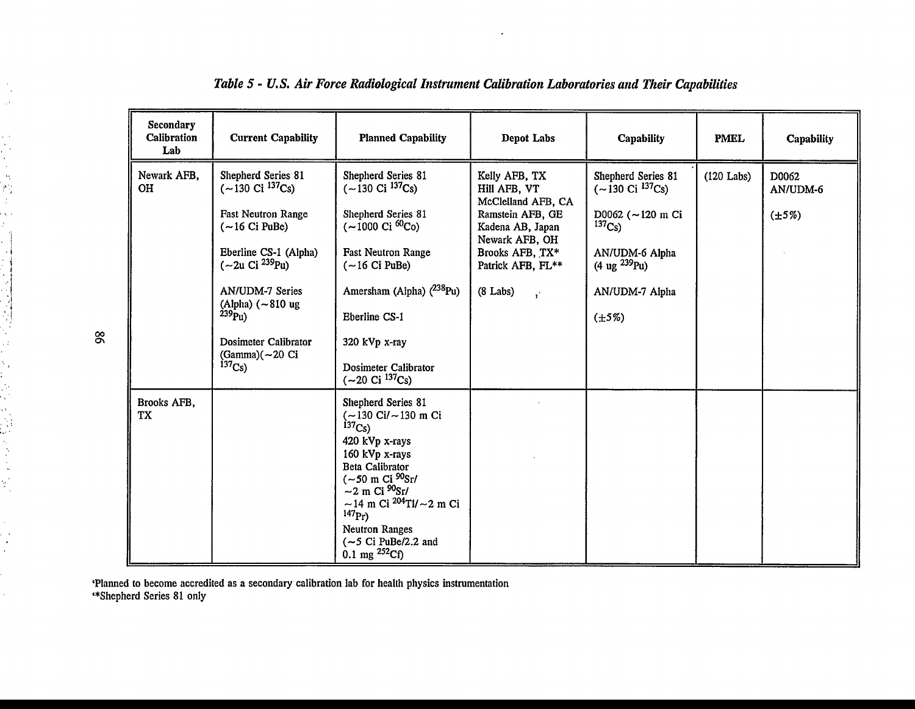*Table 5 - U.S. Air Force Radiological Instrument Calibration Laboratories and Their Capabilities*

| Secondary Calibration Lab | Current Capability | Planned Capability | Depot Labs | Capability | PMEL | Capability |
|---|---|---|---|---|---|---|
| Newark AFB, OH | Shepherd Series 81 (~130 Ci $^{137}Cs$)<br><br>Fast Neutron Range (~16 Ci PuBe)<br><br>Eberline CS-1 (Alpha) (~2u Ci $^{239}Pu$)<br><br>AN/UDM-7 Series (Alpha) (~810 ug $^{239}Pu$)<br><br>Dosimeter Calibrator (Gamma)(~20 Ci $^{137}Cs$) | Shepherd Series 81 (~130 Ci $^{137}Cs$)<br><br>Shepherd Series 81 (~1000 Ci $^{60}Co$)<br><br>Fast Neutron Range (~16 Ci PuBe)<br><br>Amersham (Alpha) ($^{238}Pu$)<br><br>Eberline CS-1<br><br>320 kVp x-ray<br><br>Dosimeter Calibrator (~20 Ci $^{137}Cs$) | Kelly AFB, TX<br>Hill AFB, VT<br>McClelland AFB, CA<br>Ramstein AFB, GE<br>Kadena AB, Japan<br>Newark AFB, OH<br>Brooks AFB, TX*<br>Patrick AFB, FL**<br><br>(8 Labs) | Shepherd Series 81 (~130 Ci $^{137}Cs$)<br><br>D0062 (~120 m Ci $^{137}Cs$)<br><br>AN/UDM-6 Alpha (4 ug $^{239}Pu$)<br><br>AN/UDM-7 Alpha<br><br>(±5%) | (120 Labs) | D0062<br>AN/UDM-6<br><br>(±5%) |
| Brooks AFB, TX | | Shepherd Series 81 (~130 Ci/~130 m Ci $^{137}Cs$)<br>420 kVp x-rays<br>160 kVp x-rays<br>Beta Calibrator (~50 m Ci $^{90}Sr$/ ~2 m Ci $^{90}Sr$/ ~14 m Ci $^{204}Tl$/~2 m Ci $^{147}Pr$)<br>Neutron Ranges (~5 Ci PuBe/2.2 and 0.1 mg $^{252}Cf$) | | | | |

*Planned to become accredited as a secondary calibration lab for health physics instrumentation
**Shepherd Series 81 only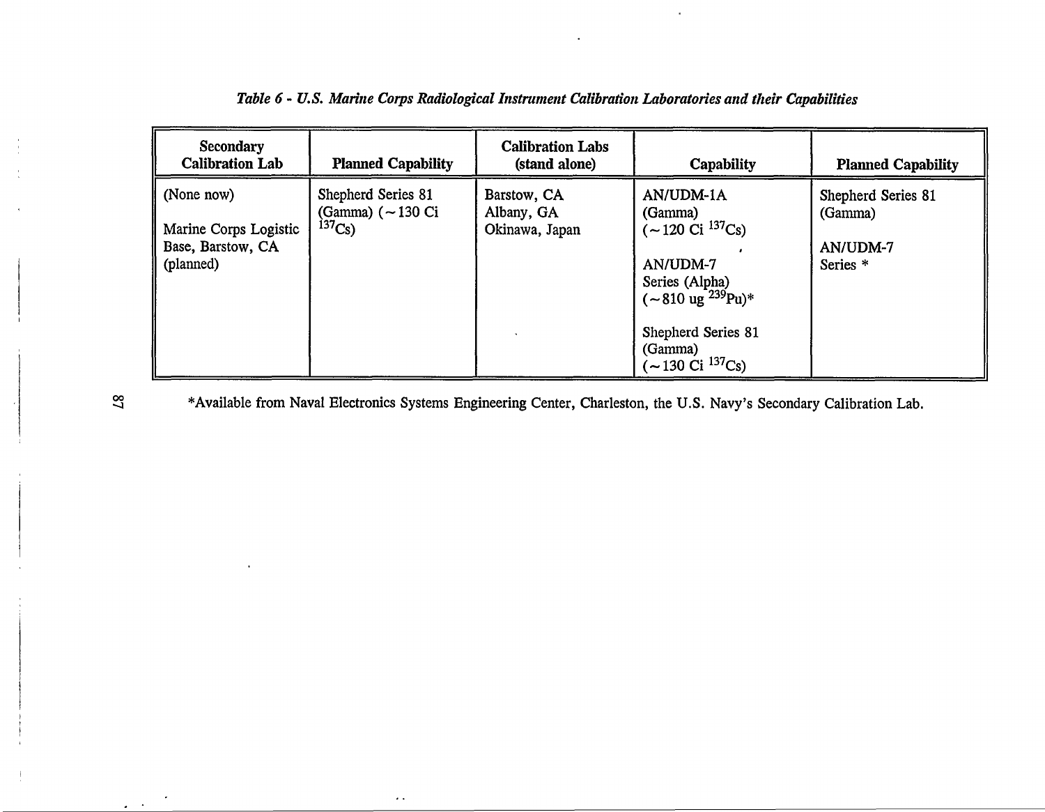*Table 6 - U.S. Marine Corps Radiological Instrument Calibration Laboratories and their Capabilities*

| Secondary Calibration Lab | Planned Capability | Calibration Labs (stand alone) | Capability | Planned Capability |
|---|---|---|---|---|
| (None now)<br><br>Marine Corps Logistic Base, Barstow, CA (planned) | Shepherd Series 81 (Gamma) (~130 Ci $^{137}Cs$) | Barstow, CA<br>Albany, GA<br>Okinawa, Japan | AN/UDM-1A (Gamma) (~120 Ci $^{137}Cs$)<br><br>AN/UDM-7 Series (Alpha) (~810 ug $^{239}Pu$)*<br><br>Shepherd Series 81 (Gamma) (~130 Ci $^{137}Cs$) | Shepherd Series 81 (Gamma)<br><br>AN/UDM-7 Series * |

*Available from Naval Electronics Systems Engineering Center, Charleston, the U.S. Navy's Secondary Calibration Lab.